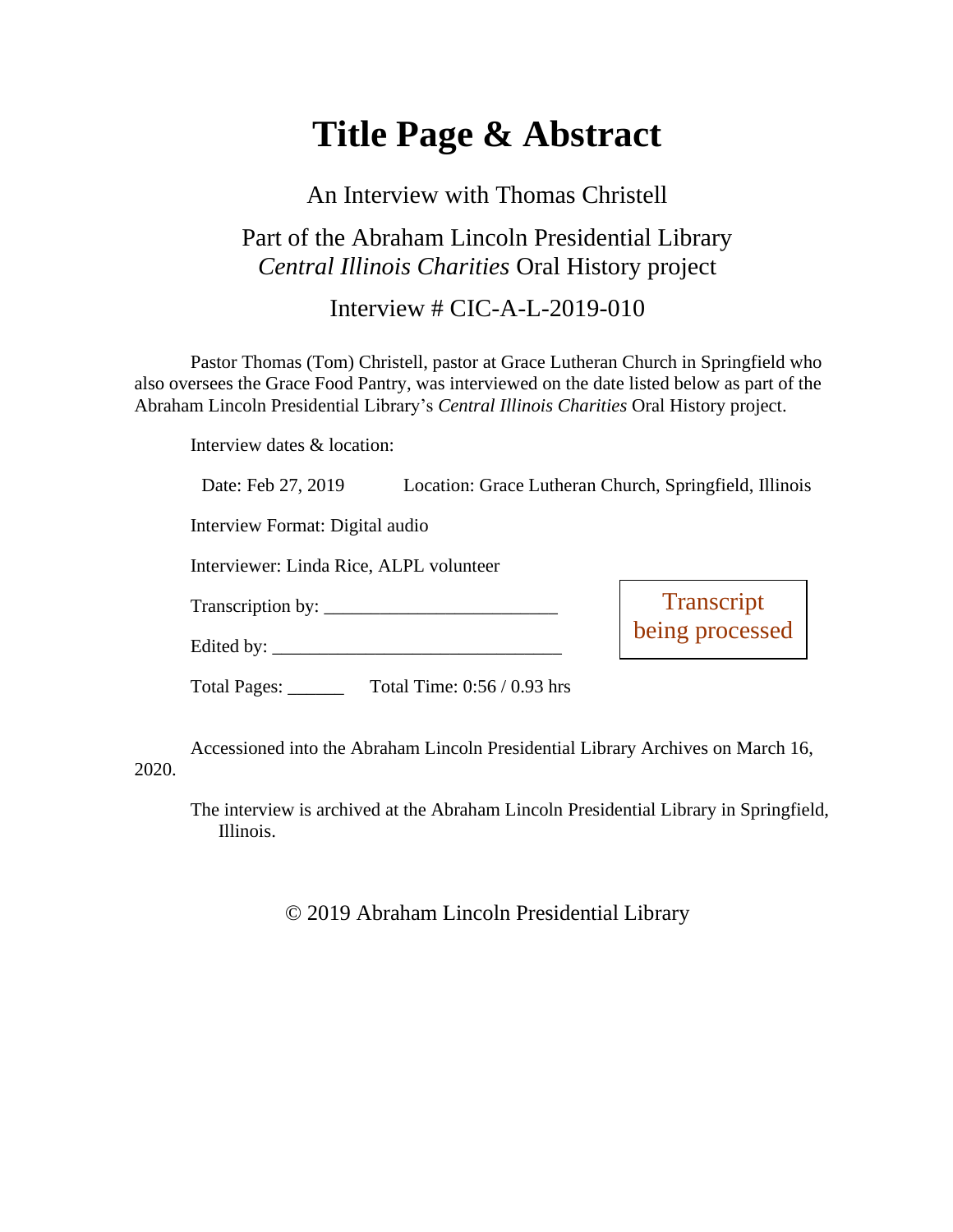# Title Page & Abstract

An Interview with Thomas Christell

Part of the Abraham Lincoln Presidential Library
*Central Illinois Charities* Oral History project

Interview # CIC-A-L-2019-010

Pastor Thomas (Tom) Christell, pastor at Grace Lutheran Church in Springfield who also oversees the Grace Food Pantry, was interviewed on the date listed below as part of the Abraham Lincoln Presidential Library's *Central Illinois Charities* Oral History project.

Interview dates & location:

Date: Feb 27, 2019 Location: Grace Lutheran Church, Springfield, Illinois

Interview Format: Digital audio

Interviewer: Linda Rice, ALPL volunteer

Transcription by: ________________________

Edited by: ______________________________

Transcript being processed

Total Pages: ______ Total Time: 0:56 / 0.93 hrs

Accessioned into the Abraham Lincoln Presidential Library Archives on March 16, 2020.

The interview is archived at the Abraham Lincoln Presidential Library in Springfield, Illinois.

© 2019 Abraham Lincoln Presidential Library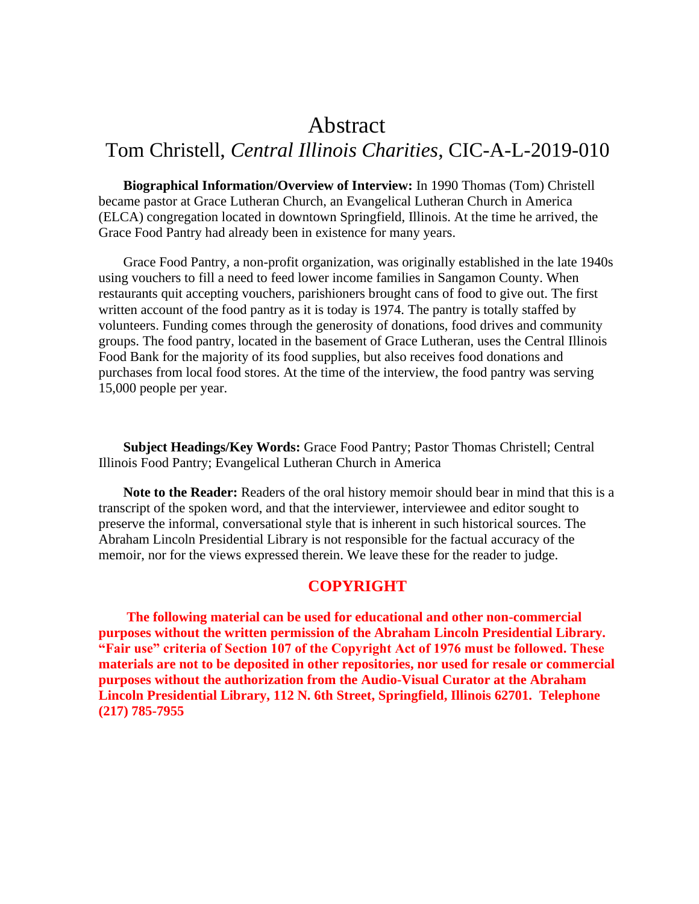# Abstract

## Tom Christell, *Central Illinois Charities*, CIC-A-L-2019-010

**Biographical Information/Overview of Interview:** In 1990 Thomas (Tom) Christell became pastor at Grace Lutheran Church, an Evangelical Lutheran Church in America (ELCA) congregation located in downtown Springfield, Illinois. At the time he arrived, the Grace Food Pantry had already been in existence for many years.

Grace Food Pantry, a non-profit organization, was originally established in the late 1940s using vouchers to fill a need to feed lower income families in Sangamon County. When restaurants quit accepting vouchers, parishioners brought cans of food to give out. The first written account of the food pantry as it is today is 1974. The pantry is totally staffed by volunteers. Funding comes through the generosity of donations, food drives and community groups. The food pantry, located in the basement of Grace Lutheran, uses the Central Illinois Food Bank for the majority of its food supplies, but also receives food donations and purchases from local food stores. At the time of the interview, the food pantry was serving 15,000 people per year.

**Subject Headings/Key Words:** Grace Food Pantry; Pastor Thomas Christell; Central Illinois Food Pantry; Evangelical Lutheran Church in America

**Note to the Reader:** Readers of the oral history memoir should bear in mind that this is a transcript of the spoken word, and that the interviewer, interviewee and editor sought to preserve the informal, conversational style that is inherent in such historical sources. The Abraham Lincoln Presidential Library is not responsible for the factual accuracy of the memoir, nor for the views expressed therein. We leave these for the reader to judge.

### COPYRIGHT

**The following material can be used for educational and other non-commercial purposes without the written permission of the Abraham Lincoln Presidential Library. "Fair use" criteria of Section 107 of the Copyright Act of 1976 must be followed. These materials are not to be deposited in other repositories, nor used for resale or commercial purposes without the authorization from the Audio-Visual Curator at the Abraham Lincoln Presidential Library, 112 N. 6th Street, Springfield, Illinois 62701. Telephone (217) 785-7955**